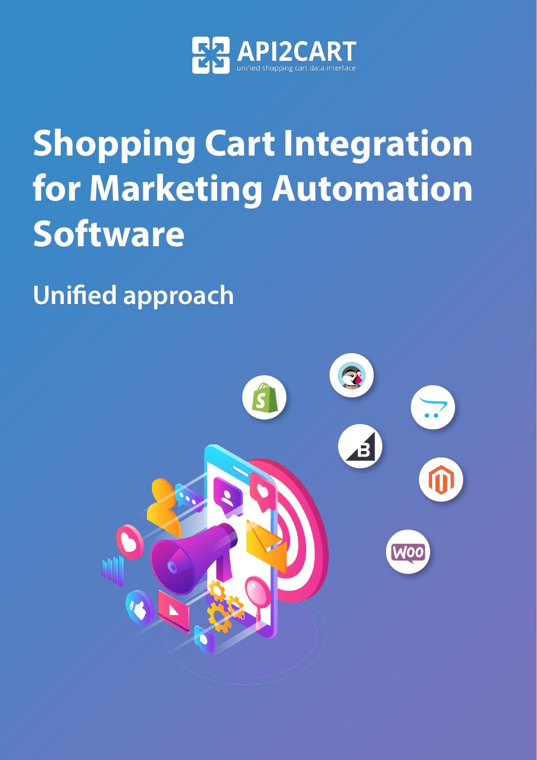API2CART

unified shopping cart data interface

# Shopping Cart Integration for Marketing Automation Software

## Unified approach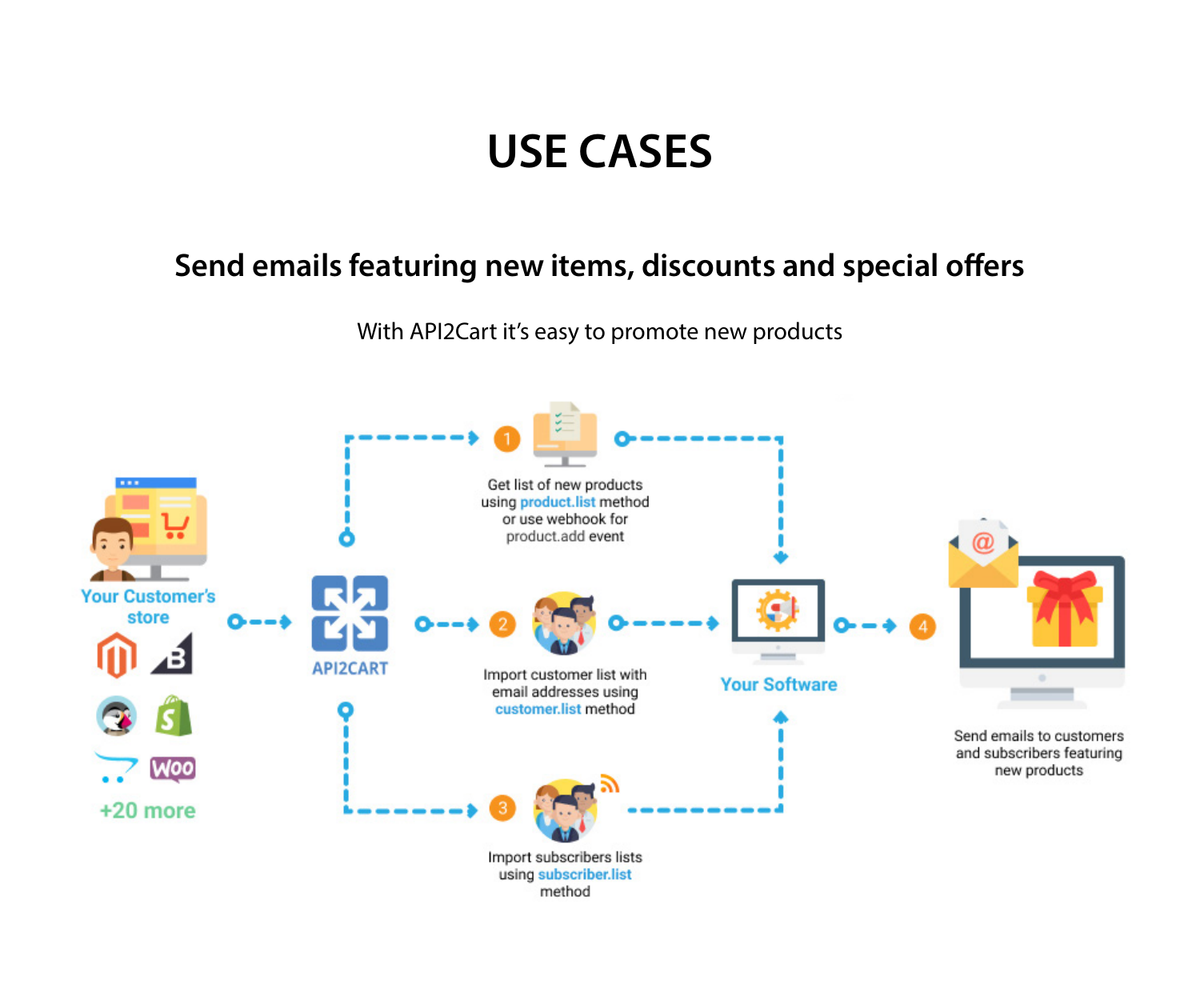# USE CASES

## Send emails featuring new items, discounts and special offers

With API2Cart it's easy to promote new products

Your Customer's store

+20 more

API2CART

1. Get list of new products using product.list method or use webhook for product.add event

2. Import customer list with email addresses using customer.list method

3. Import subscribers lists using subscriber.list method

Your Software

4. Send emails to customers and subscribers featuring new products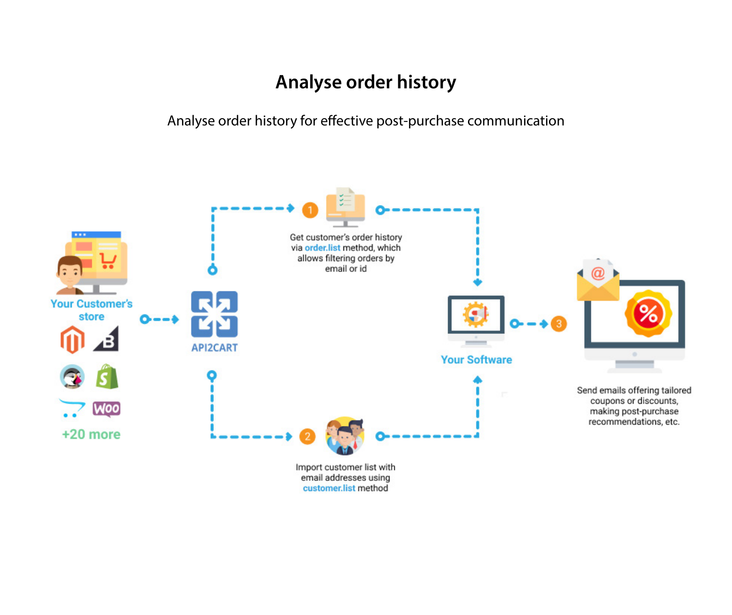# Analyse order history

Analyse order history for effective post-purchase communication

Your Customer's store

+20 more

API2CART

1 Get customer's order history via order.list method, which allows filtering orders by email or id

2 Import customer list with email addresses using customer.list method

Your Software

3 Send emails offering tailored coupons or discounts, making post-purchase recommendations, etc.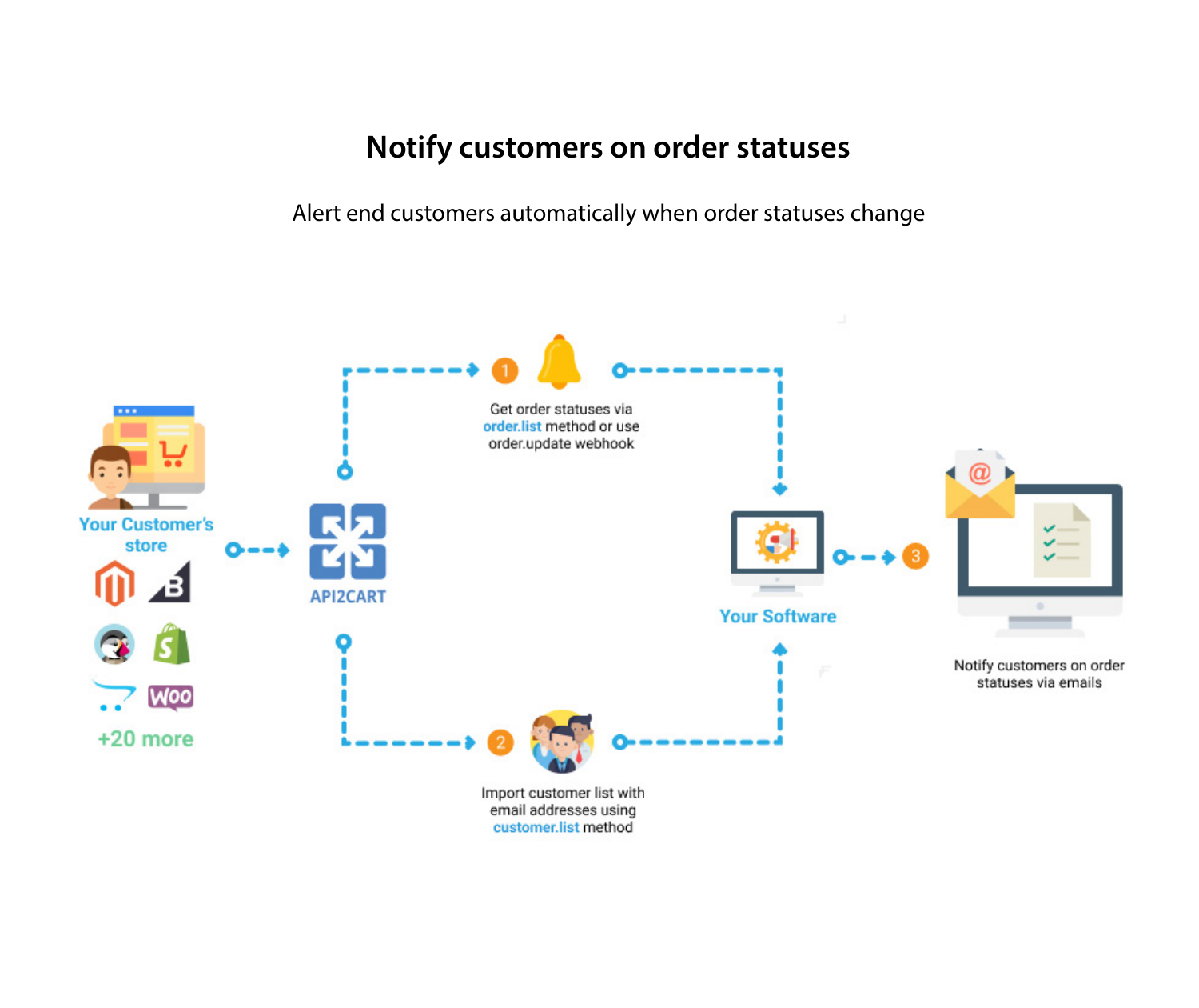# Notify customers on order statuses

Alert end customers automatically when order statuses change

Your Customer's store

+20 more

API2CART

1 Get order statuses via order.list method or use order.update webhook

2 Import customer list with email addresses using customer.list method

Your Software

3 Notify customers on order statuses via emails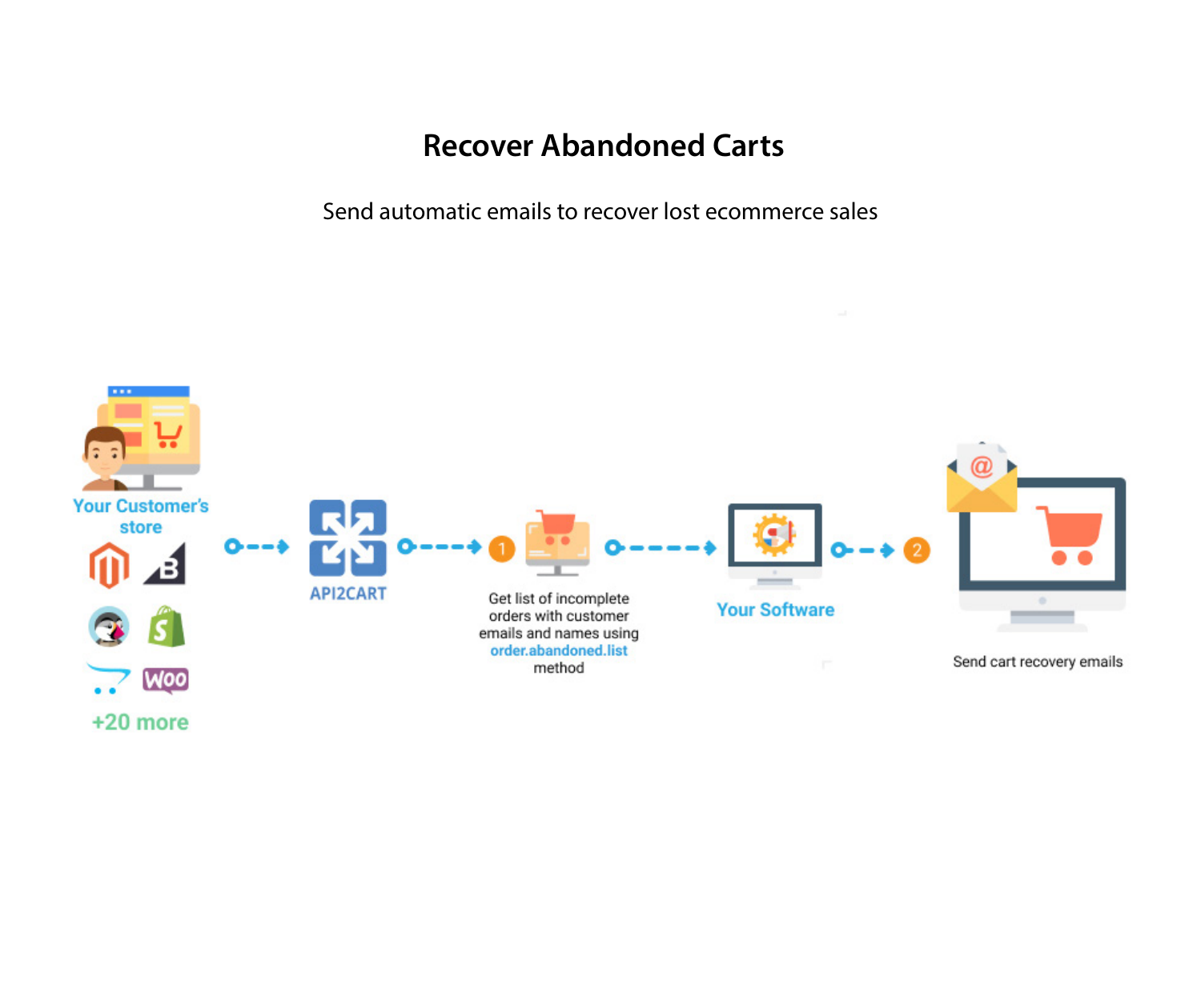# Recover Abandoned Carts

Send automatic emails to recover lost ecommerce sales

Your Customer's store

+20 more

API2CART

1

Get list of incomplete orders with customer emails and names using order.abandoned.list method

Your Software

2

Send cart recovery emails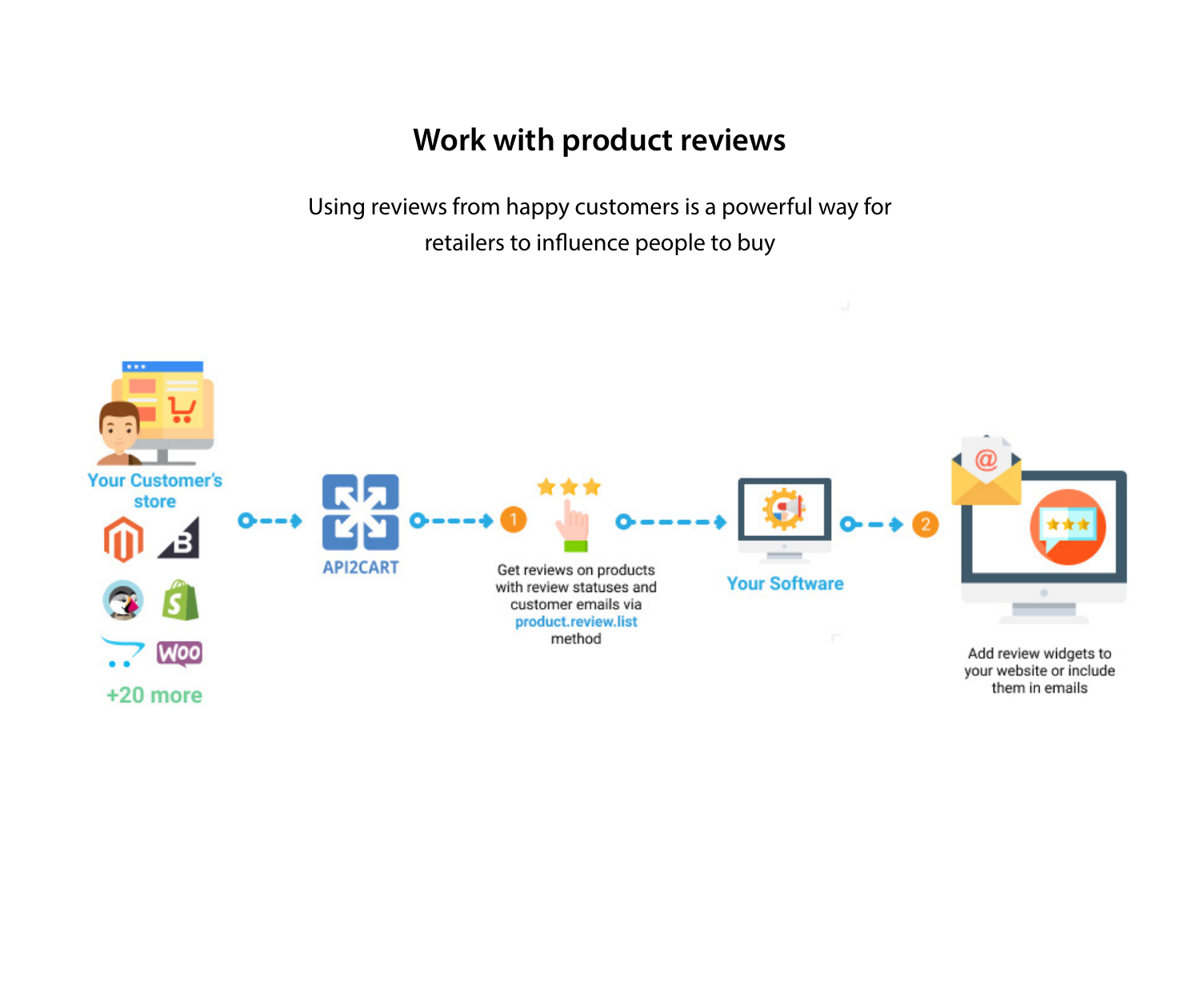# Work with product reviews

Using reviews from happy customers is a powerful way for retailers to influence people to buy

Your Customer's store

+20 more

API2CART

1

Get reviews on products with review statuses and customer emails via product.review.list method

Your Software

2

Add review widgets to your website or include them in emails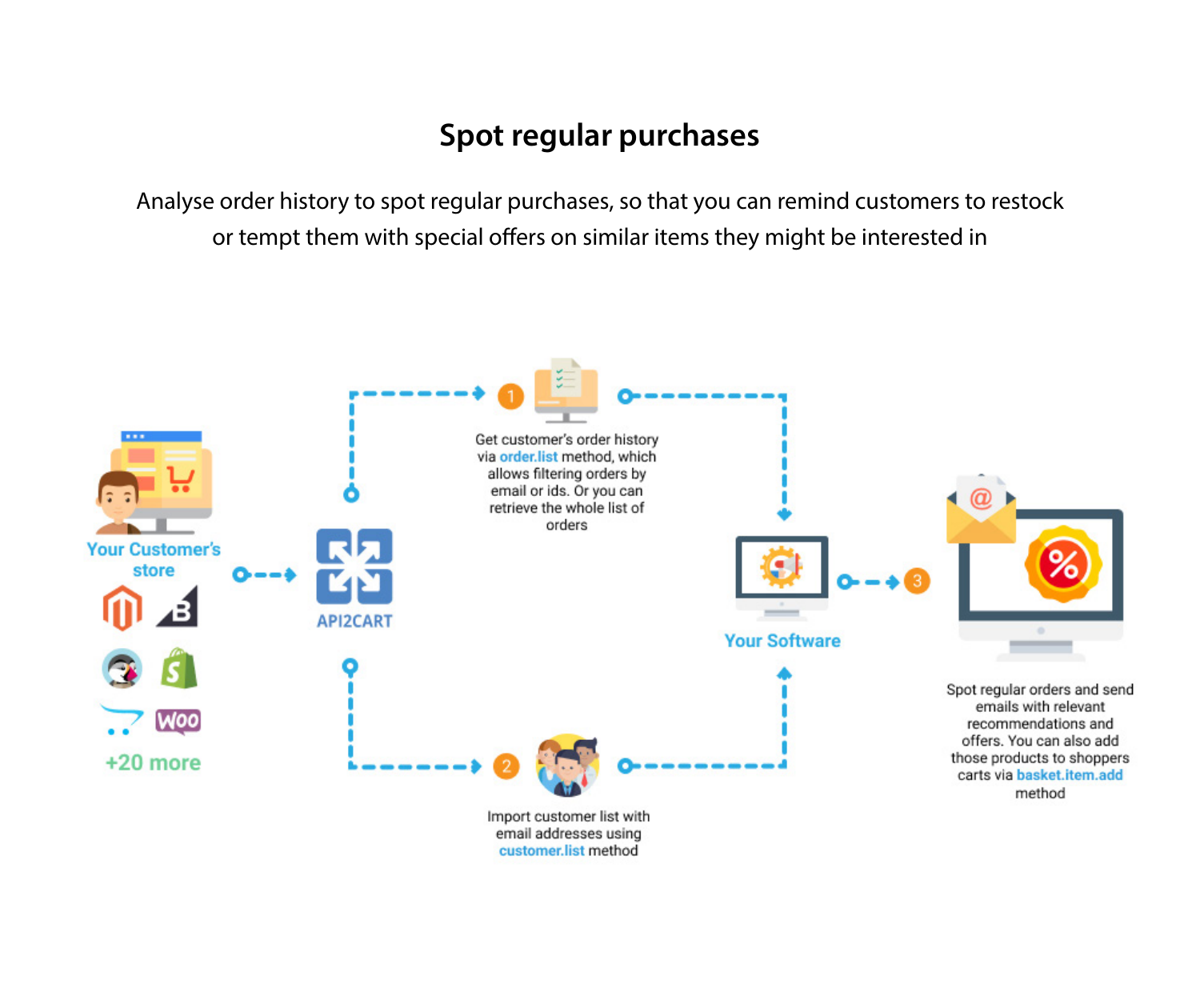## Spot regular purchases

Analyse order history to spot regular purchases, so that you can remind customers to restock or tempt them with special offers on similar items they might be interested in

Your Customer's store

+20 more

API2CART

1. Get customer's order history via order.list method, which allows filtering orders by email or ids. Or you can retrieve the whole list of orders

2. Import customer list with email addresses using customer.list method

Your Software

3. Spot regular orders and send emails with relevant recommendations and offers. You can also add those products to shoppers carts via basket.item.add method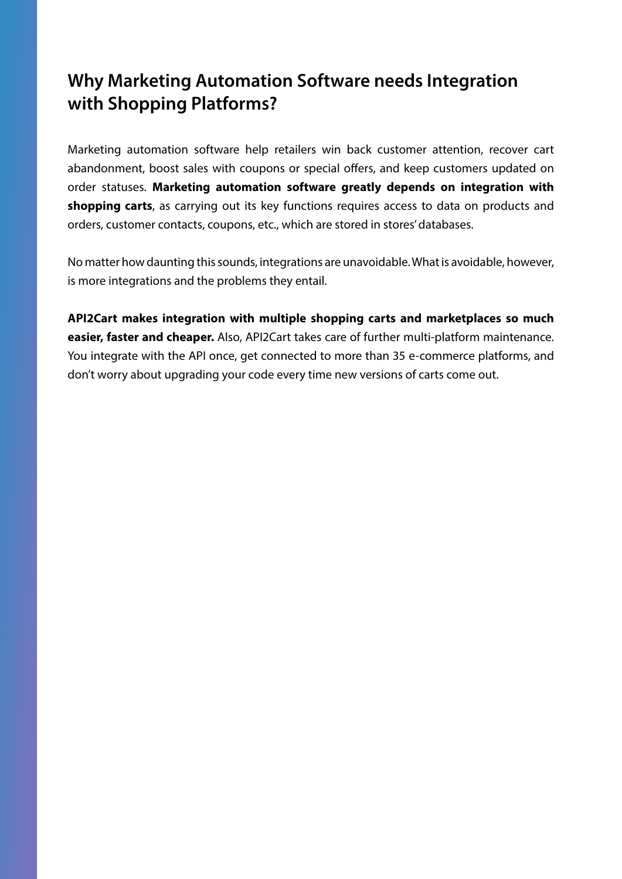## Why Marketing Automation Software needs Integration with Shopping Platforms?

Marketing automation software help retailers win back customer attention, recover cart abandonment, boost sales with coupons or special offers, and keep customers updated on order statuses. **Marketing automation software greatly depends on integration with shopping carts**, as carrying out its key functions requires access to data on products and orders, customer contacts, coupons, etc., which are stored in stores' databases.

No matter how daunting this sounds, integrations are unavoidable. What is avoidable, however, is more integrations and the problems they entail.

**API2Cart makes integration with multiple shopping carts and marketplaces so much easier, faster and cheaper.** Also, API2Cart takes care of further multi-platform maintenance. You integrate with the API once, get connected to more than 35 e-commerce platforms, and don't worry about upgrading your code every time new versions of carts come out.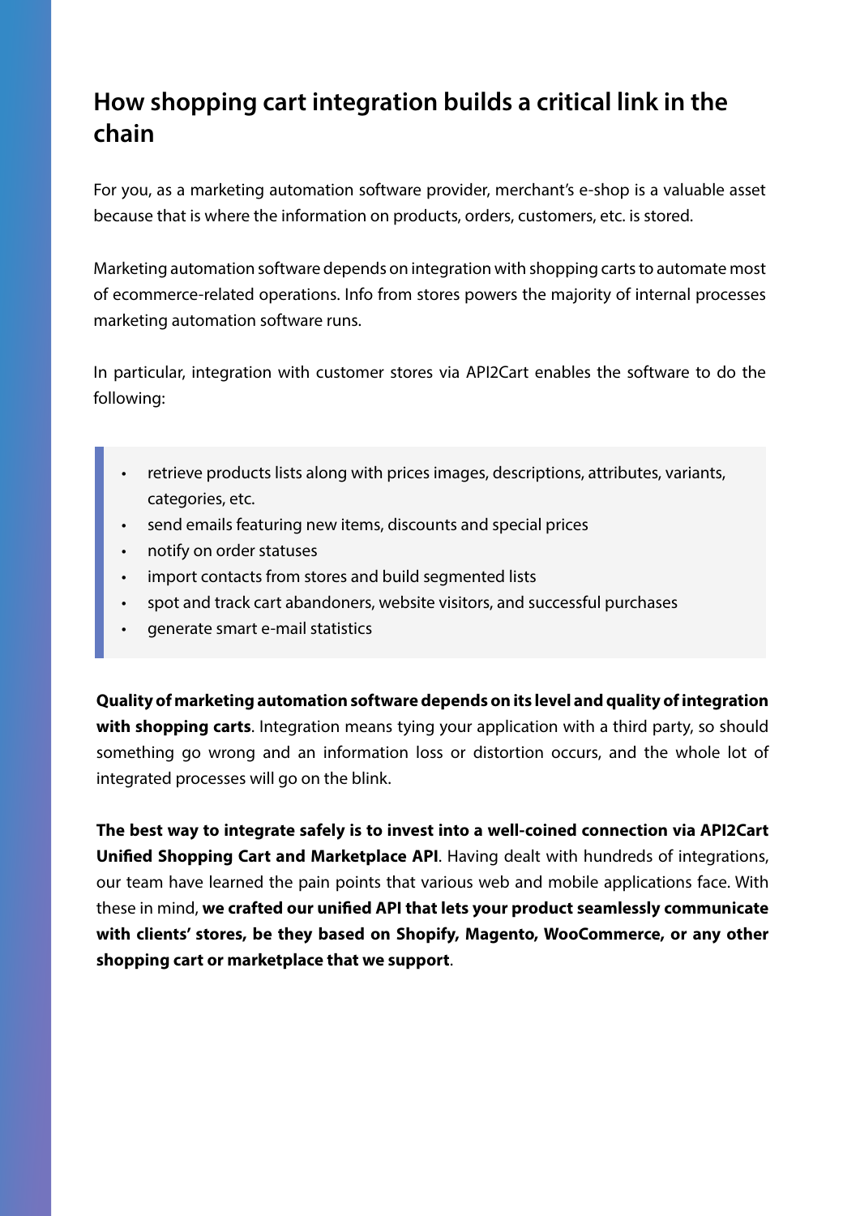## How shopping cart integration builds a critical link in the chain

For you, as a marketing automation software provider, merchant's e-shop is a valuable asset because that is where the information on products, orders, customers, etc. is stored.

Marketing automation software depends on integration with shopping carts to automate most of ecommerce-related operations. Info from stores powers the majority of internal processes marketing automation software runs.

In particular, integration with customer stores via API2Cart enables the software to do the following:

- retrieve products lists along with prices images, descriptions, attributes, variants, categories, etc.
- send emails featuring new items, discounts and special prices
- notify on order statuses
- import contacts from stores and build segmented lists
- spot and track cart abandoners, website visitors, and successful purchases
- generate smart e-mail statistics

**Quality of marketing automation software depends on its level and quality of integration with shopping carts**. Integration means tying your application with a third party, so should something go wrong and an information loss or distortion occurs, and the whole lot of integrated processes will go on the blink.

**The best way to integrate safely is to invest into a well-coined connection via API2Cart Unified Shopping Cart and Marketplace API**. Having dealt with hundreds of integrations, our team have learned the pain points that various web and mobile applications face. With these in mind, **we crafted our unified API that lets your product seamlessly communicate with clients' stores, be they based on Shopify, Magento, WooCommerce, or any other shopping cart or marketplace that we support**.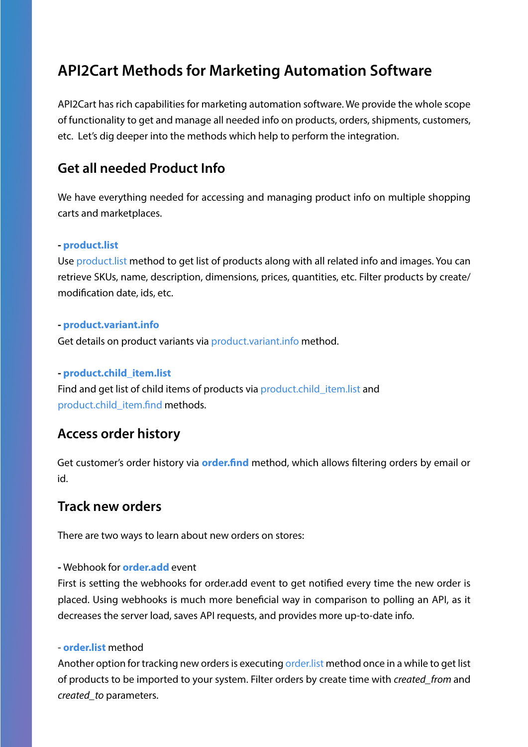# API2Cart Methods for Marketing Automation Software

API2Cart has rich capabilities for marketing automation software. We provide the whole scope of functionality to get and manage all needed info on products, orders, shipments, customers, etc. Let's dig deeper into the methods which help to perform the integration.

## Get all needed Product Info

We have everything needed for accessing and managing product info on multiple shopping carts and marketplaces.

**- product.list**

Use product.list method to get list of products along with all related info and images. You can retrieve SKUs, name, description, dimensions, prices, quantities, etc. Filter products by create/modification date, ids, etc.

**- product.variant.info**

Get details on product variants via product.variant.info method.

**- product.child_item.list**

Find and get list of child items of products via product.child_item.list and product.child_item.find methods.

## Access order history

Get customer's order history via **order.find** method, which allows filtering orders by email or id.

## Track new orders

There are two ways to learn about new orders on stores:

**-** Webhook for **order.add** event

First is setting the webhooks for order.add event to get notified every time the new order is placed. Using webhooks is much more beneficial way in comparison to polling an API, as it decreases the server load, saves API requests, and provides more up-to-date info.

- **order.list** method

Another option for tracking new orders is executing order.list method once in a while to get list of products to be imported to your system. Filter orders by create time with *created_from* and *created_to* parameters.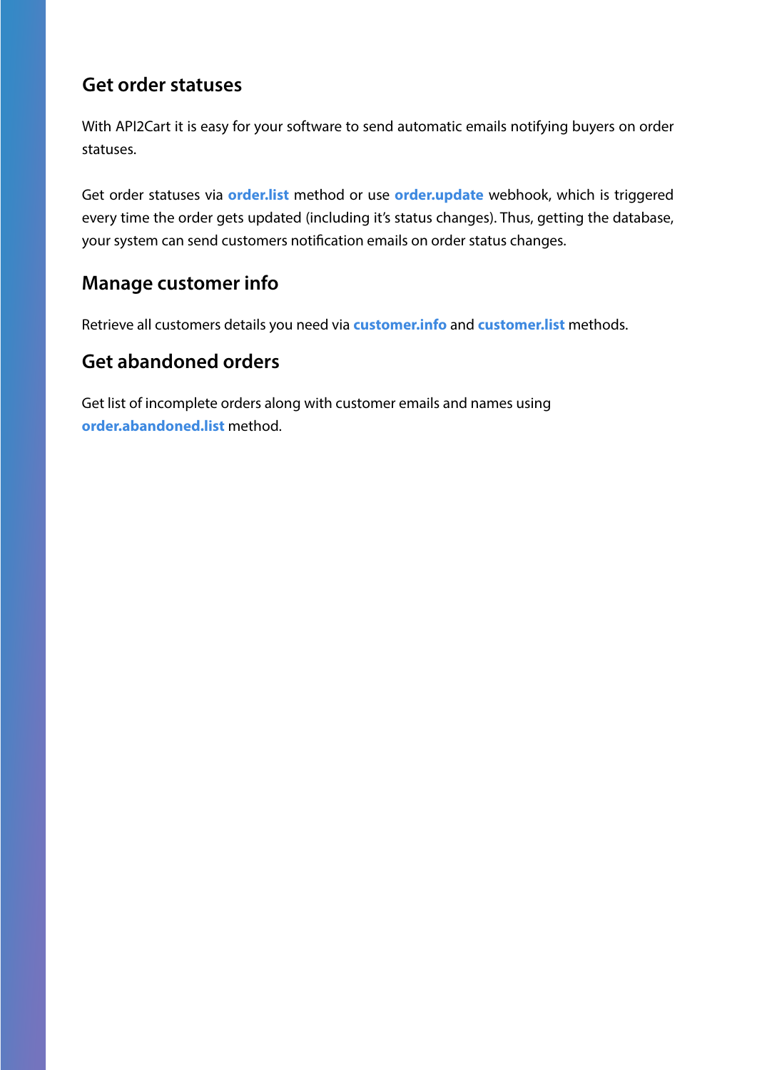## Get order statuses

With API2Cart it is easy for your software to send automatic emails notifying buyers on order statuses.

Get order statuses via **order.list** method or use **order.update** webhook, which is triggered every time the order gets updated (including it's status changes). Thus, getting the database, your system can send customers notification emails on order status changes.

## Manage customer info

Retrieve all customers details you need via **customer.info** and **customer.list** methods.

## Get abandoned orders

Get list of incomplete orders along with customer emails and names using **order.abandoned.list** method.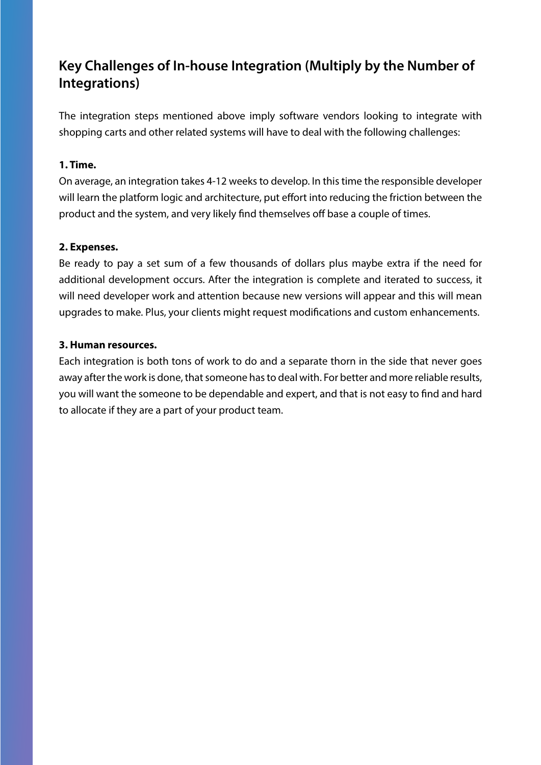## Key Challenges of In-house Integration (Multiply by the Number of Integrations)

The integration steps mentioned above imply software vendors looking to integrate with shopping carts and other related systems will have to deal with the following challenges:

**1. Time.**

On average, an integration takes 4-12 weeks to develop. In this time the responsible developer will learn the platform logic and architecture, put effort into reducing the friction between the product and the system, and very likely find themselves off base a couple of times.

**2. Expenses.**

Be ready to pay a set sum of a few thousands of dollars plus maybe extra if the need for additional development occurs. After the integration is complete and iterated to success, it will need developer work and attention because new versions will appear and this will mean upgrades to make. Plus, your clients might request modifications and custom enhancements.

**3. Human resources.**

Each integration is both tons of work to do and a separate thorn in the side that never goes away after the work is done, that someone has to deal with. For better and more reliable results, you will want the someone to be dependable and expert, and that is not easy to find and hard to allocate if they are a part of your product team.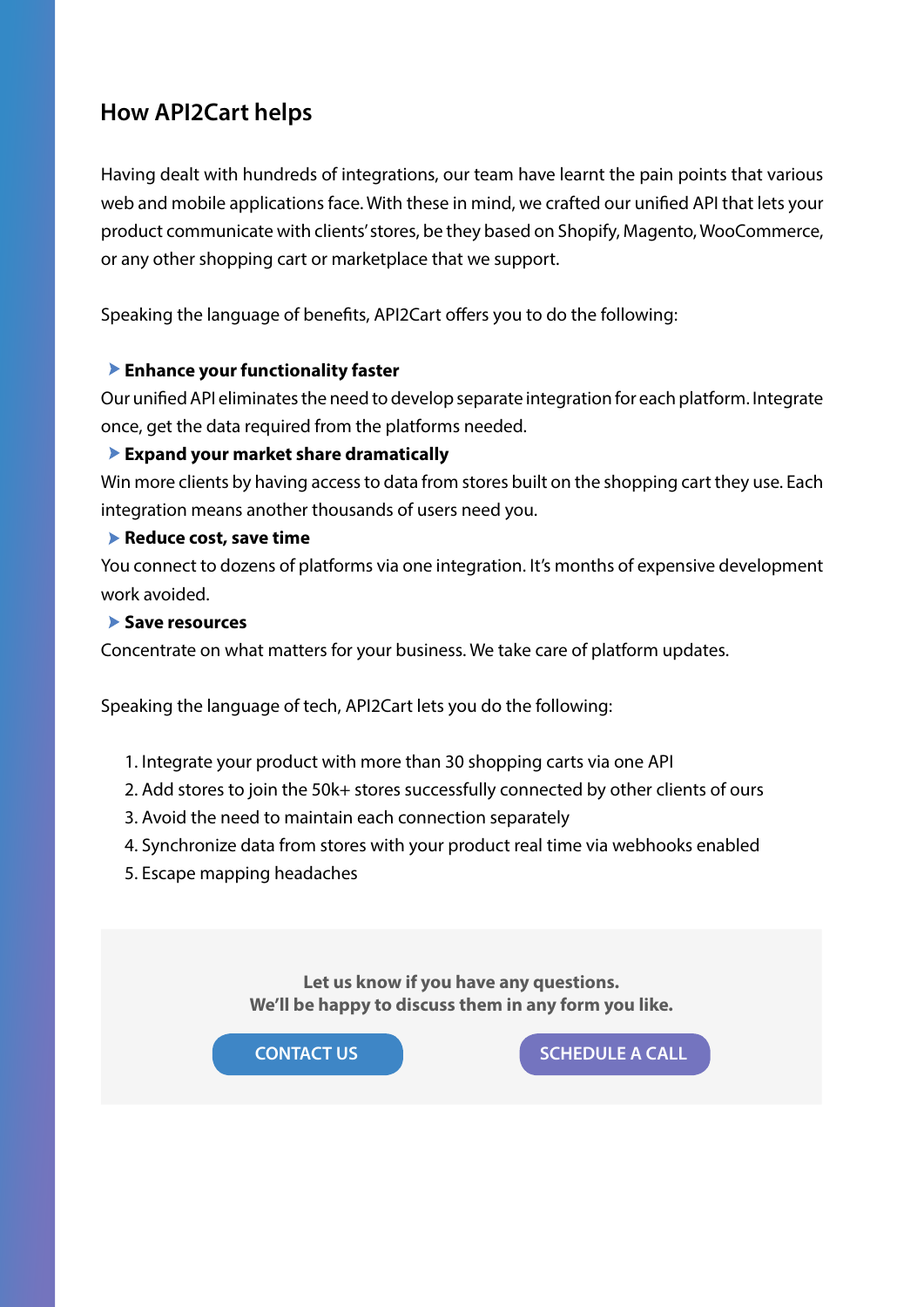## How API2Cart helps

Having dealt with hundreds of integrations, our team have learnt the pain points that various web and mobile applications face. With these in mind, we crafted our unified API that lets your product communicate with clients' stores, be they based on Shopify, Magento, WooCommerce, or any other shopping cart or marketplace that we support.

Speaking the language of benefits, API2Cart offers you to do the following:

- **Enhance your functionality faster**

Our unified API eliminates the need to develop separate integration for each platform. Integrate once, get the data required from the platforms needed.

- **Expand your market share dramatically**

Win more clients by having access to data from stores built on the shopping cart they use. Each integration means another thousands of users need you.

- **Reduce cost, save time**

You connect to dozens of platforms via one integration. It's months of expensive development work avoided.

- **Save resources**

Concentrate on what matters for your business. We take care of platform updates.

Speaking the language of tech, API2Cart lets you do the following:

1. Integrate your product with more than 30 shopping carts via one API
2. Add stores to join the 50k+ stores successfully connected by other clients of ours
3. Avoid the need to maintain each connection separately
4. Synchronize data from stores with your product real time via webhooks enabled
5. Escape mapping headaches

**Let us know if you have any questions.**
**We'll be happy to discuss them in any form you like.**

CONTACT US SCHEDULE A CALL